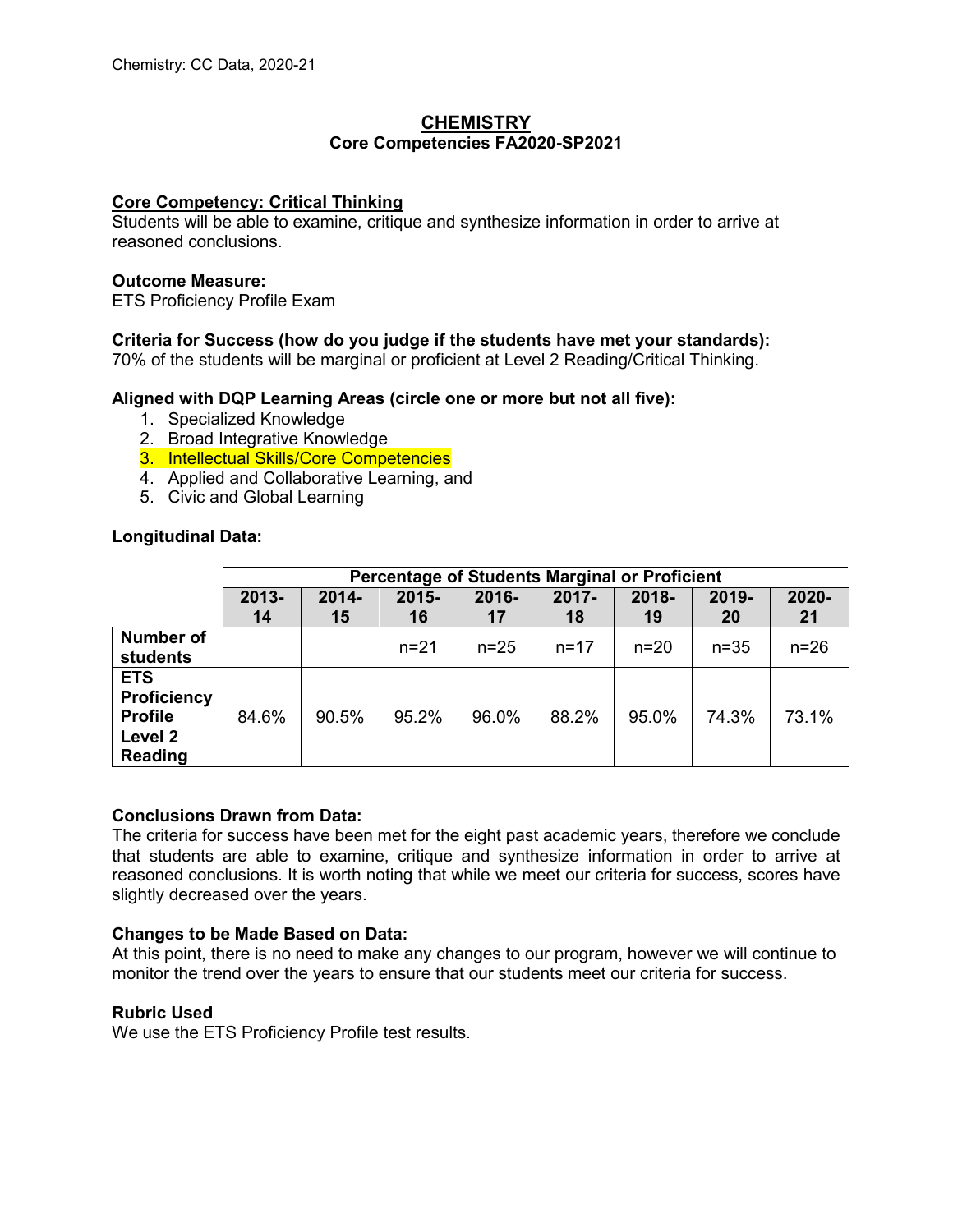# CHEMISTRY
## Core Competencies FA2020-SP2021

### Core Competency: Critical Thinking

Students will be able to examine, critique and synthesize information in order to arrive at reasoned conclusions.

**Outcome Measure:**
ETS Proficiency Profile Exam

**Criteria for Success (how do you judge if the students have met your standards):**
70% of the students will be marginal or proficient at Level 2 Reading/Critical Thinking.

**Aligned with DQP Learning Areas (circle one or more but not all five):**

1. Specialized Knowledge
2. Broad Integrative Knowledge
3. Intellectual Skills/Core Competencies
4. Applied and Collaborative Learning, and
5. Civic and Global Learning

**Longitudinal Data:**

| | Percentage of Students Marginal or Proficient | | | | | | | |
|---|---|---|---|---|---|---|---|---|
| | 2013-14 | 2014-15 | 2015-16 | 2016-17 | 2017-18 | 2018-19 | 2019-20 | 2020-21 |
| **Number of students** | | | n=21 | n=25 | n=17 | n=20 | n=35 | n=26 |
| **ETS Proficiency Profile Level 2 Reading** | 84.6% | 90.5% | 95.2% | 96.0% | 88.2% | 95.0% | 74.3% | 73.1% |

**Conclusions Drawn from Data:**
The criteria for success have been met for the eight past academic years, therefore we conclude that students are able to examine, critique and synthesize information in order to arrive at reasoned conclusions. It is worth noting that while we meet our criteria for success, scores have slightly decreased over the years.

**Changes to be Made Based on Data:**
At this point, there is no need to make any changes to our program, however we will continue to monitor the trend over the years to ensure that our students meet our criteria for success.

**Rubric Used**
We use the ETS Proficiency Profile test results.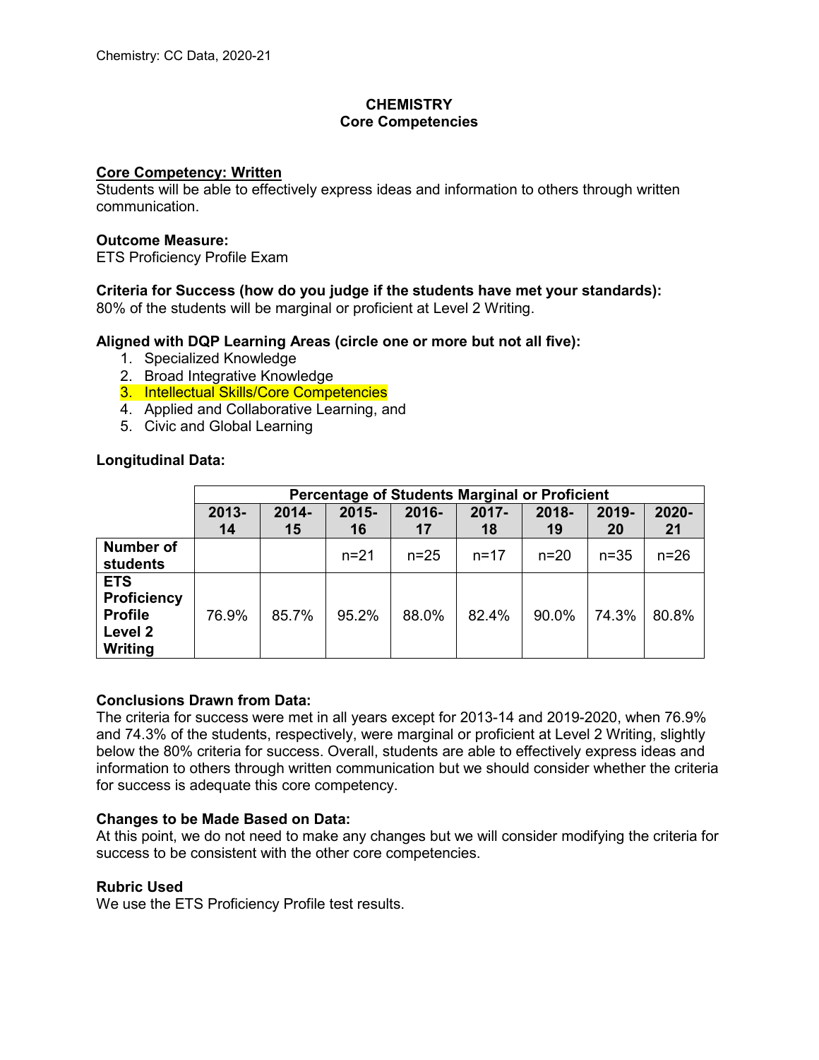# CHEMISTRY
## Core Competencies

**Core Competency: Written**

Students will be able to effectively express ideas and information to others through written communication.

**Outcome Measure:**

ETS Proficiency Profile Exam

**Criteria for Success (how do you judge if the students have met your standards):**

80% of the students will be marginal or proficient at Level 2 Writing.

**Aligned with DQP Learning Areas (circle one or more but not all five):**

1. Specialized Knowledge
2. Broad Integrative Knowledge
3. Intellectual Skills/Core Competencies
4. Applied and Collaborative Learning, and
5. Civic and Global Learning

**Longitudinal Data:**

| | Percentage of Students Marginal or Proficient | | | | | | | |
|---|---|---|---|---|---|---|---|---|
| | 2013-14 | 2014-15 | 2015-16 | 2016-17 | 2017-18 | 2018-19 | 2019-20 | 2020-21 |
| **Number of students** | | | n=21 | n=25 | n=17 | n=20 | n=35 | n=26 |
| **ETS Proficiency Profile Level 2 Writing** | 76.9% | 85.7% | 95.2% | 88.0% | 82.4% | 90.0% | 74.3% | 80.8% |

**Conclusions Drawn from Data:**

The criteria for success were met in all years except for 2013-14 and 2019-2020, when 76.9% and 74.3% of the students, respectively, were marginal or proficient at Level 2 Writing, slightly below the 80% criteria for success. Overall, students are able to effectively express ideas and information to others through written communication but we should consider whether the criteria for success is adequate this core competency.

**Changes to be Made Based on Data:**

At this point, we do not need to make any changes but we will consider modifying the criteria for success to be consistent with the other core competencies.

**Rubric Used**

We use the ETS Proficiency Profile test results.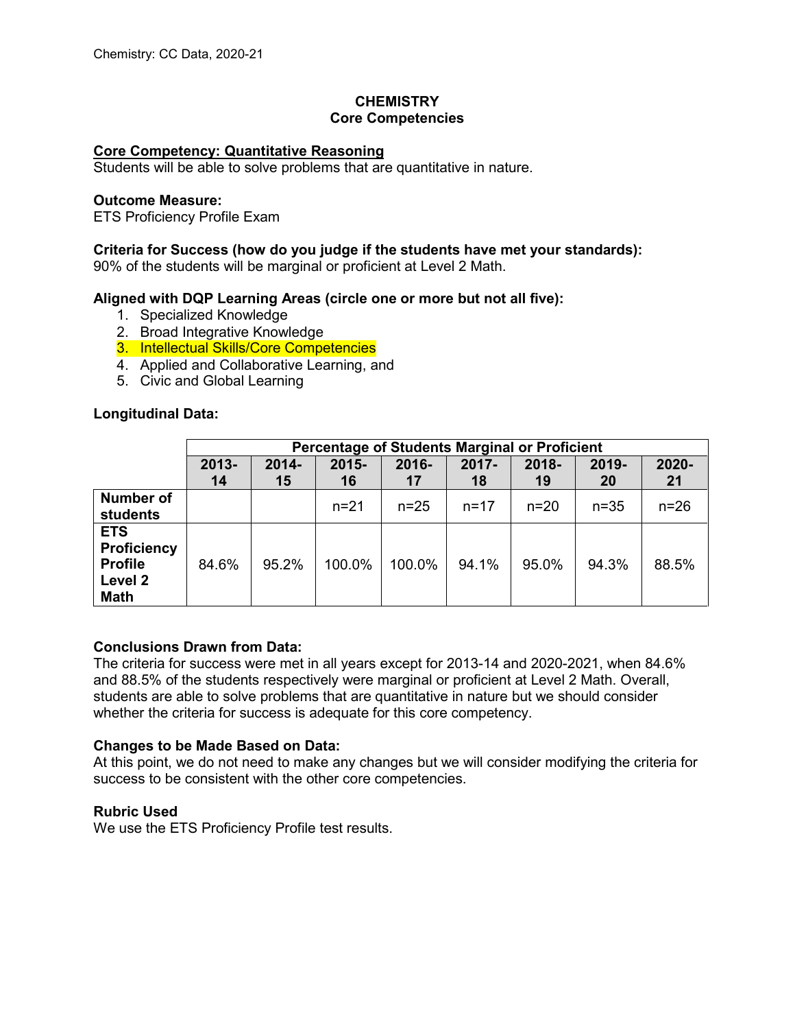# CHEMISTRY
## Core Competencies

**Core Competency: Quantitative Reasoning**
Students will be able to solve problems that are quantitative in nature.

**Outcome Measure:**
ETS Proficiency Profile Exam

**Criteria for Success (how do you judge if the students have met your standards):**
90% of the students will be marginal or proficient at Level 2 Math.

**Aligned with DQP Learning Areas (circle one or more but not all five):**

1. Specialized Knowledge
2. Broad Integrative Knowledge
3. Intellectual Skills/Core Competencies
4. Applied and Collaborative Learning, and
5. Civic and Global Learning

**Longitudinal Data:**

| | Percentage of Students Marginal or Proficient | | | | | | | |
|---|---|---|---|---|---|---|---|---|
| | **2013-14** | **2014-15** | **2015-16** | **2016-17** | **2017-18** | **2018-19** | **2019-20** | **2020-21** |
| **Number of students** | | | n=21 | n=25 | n=17 | n=20 | n=35 | n=26 |
| **ETS Proficiency Profile Level 2 Math** | 84.6% | 95.2% | 100.0% | 100.0% | 94.1% | 95.0% | 94.3% | 88.5% |

**Conclusions Drawn from Data:**
The criteria for success were met in all years except for 2013-14 and 2020-2021, when 84.6% and 88.5% of the students respectively were marginal or proficient at Level 2 Math. Overall, students are able to solve problems that are quantitative in nature but we should consider whether the criteria for success is adequate for this core competency.

**Changes to be Made Based on Data:**
At this point, we do not need to make any changes but we will consider modifying the criteria for success to be consistent with the other core competencies.

**Rubric Used**
We use the ETS Proficiency Profile test results.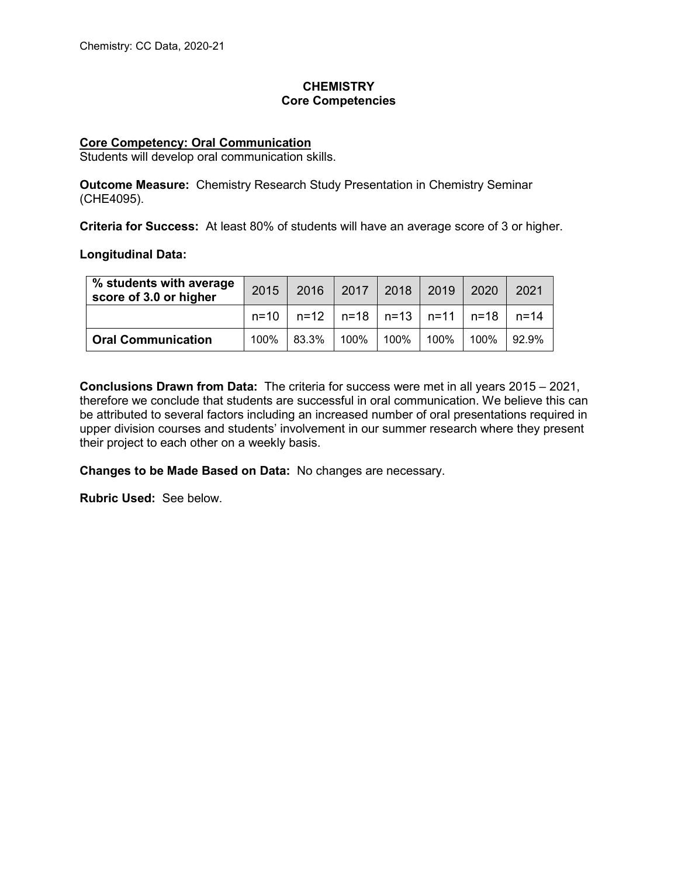# CHEMISTRY
## Core Competencies

**Core Competency: Oral Communication**
Students will develop oral communication skills.

**Outcome Measure:** Chemistry Research Study Presentation in Chemistry Seminar (CHE4095).

**Criteria for Success:** At least 80% of students will have an average score of 3 or higher.

**Longitudinal Data:**

| % students with average score of 3.0 or higher | 2015 | 2016 | 2017 | 2018 | 2019 | 2020 | 2021 |
|---|---|---|---|---|---|---|---|
| | n=10 | n=12 | n=18 | n=13 | n=11 | n=18 | n=14 |
| **Oral Communication** | 100% | 83.3% | 100% | 100% | 100% | 100% | 92.9% |

**Conclusions Drawn from Data:** The criteria for success were met in all years 2015 – 2021, therefore we conclude that students are successful in oral communication. We believe this can be attributed to several factors including an increased number of oral presentations required in upper division courses and students' involvement in our summer research where they present their project to each other on a weekly basis.

**Changes to be Made Based on Data:** No changes are necessary.

**Rubric Used:** See below.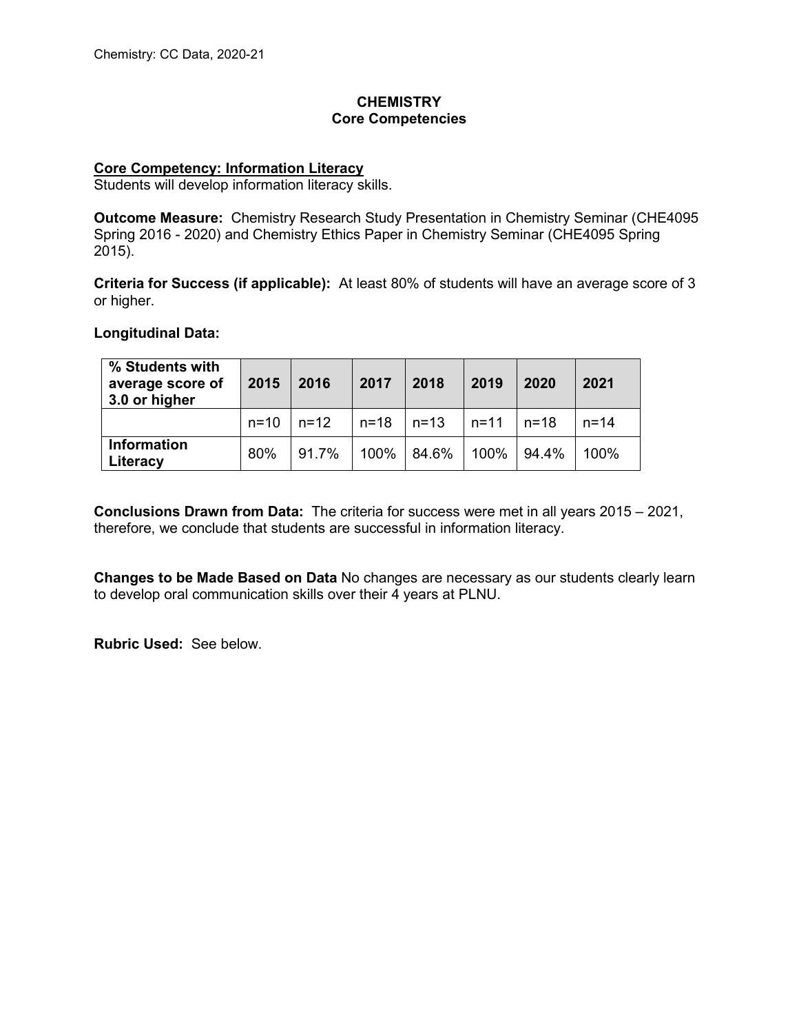# CHEMISTRY
## Core Competencies

**Core Competency: Information Literacy**
Students will develop information literacy skills.

**Outcome Measure:** Chemistry Research Study Presentation in Chemistry Seminar (CHE4095 Spring 2016 - 2020) and Chemistry Ethics Paper in Chemistry Seminar (CHE4095 Spring 2015).

**Criteria for Success (if applicable):** At least 80% of students will have an average score of 3 or higher.

**Longitudinal Data:**

| % Students with average score of 3.0 or higher | 2015 | 2016 | 2017 | 2018 | 2019 | 2020 | 2021 |
|---|---|---|---|---|---|---|---|
| | n=10 | n=12 | n=18 | n=13 | n=11 | n=18 | n=14 |
| **Information Literacy** | 80% | 91.7% | 100% | 84.6% | 100% | 94.4% | 100% |

**Conclusions Drawn from Data:** The criteria for success were met in all years 2015 – 2021, therefore, we conclude that students are successful in information literacy.

**Changes to be Made Based on Data** No changes are necessary as our students clearly learn to develop oral communication skills over their 4 years at PLNU.

**Rubric Used:** See below.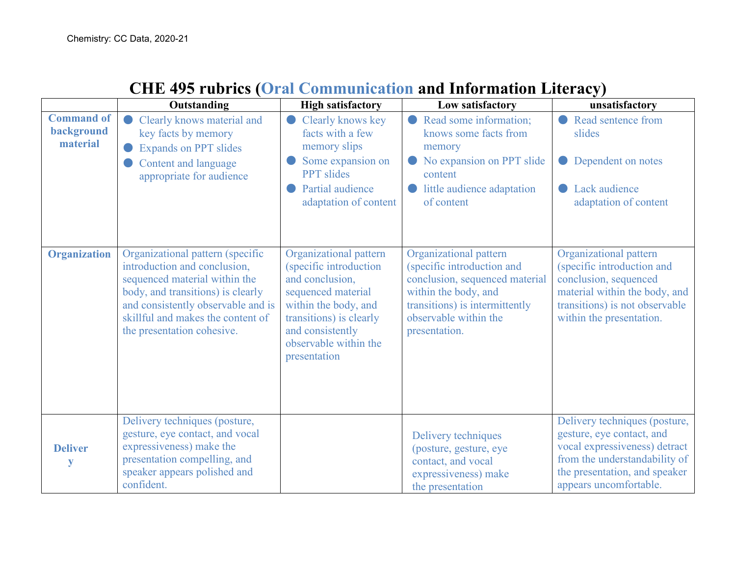Chemistry: CC Data, 2020-21

# CHE 495 rubrics (Oral Communication and Information Literacy)

| | Outstanding | High satisfactory | Low satisfactory | unsatisfactory |
|---|---|---|---|---|
| **Command of background material** | • Clearly knows material and key facts by memory<br>• Expands on PPT slides<br>• Content and language appropriate for audience | • Clearly knows key facts with a few memory slips<br>• Some expansion on PPT slides<br>• Partial audience adaptation of content | • Read some information; knows some facts from memory<br>• No expansion on PPT slide content<br>• little audience adaptation of content | • Read sentence from slides<br>• Dependent on notes<br>• Lack audience adaptation of content |
| **Organization** | Organizational pattern (specific introduction and conclusion, sequenced material within the body, and transitions) is clearly and consistently observable and is skillful and makes the content of the presentation cohesive. | Organizational pattern (specific introduction and conclusion, sequenced material within the body, and transitions) is clearly and consistently observable within the presentation | Organizational pattern (specific introduction and conclusion, sequenced material within the body, and transitions) is intermittently observable within the presentation. | Organizational pattern (specific introduction and conclusion, sequenced material within the body, and transitions) is not observable within the presentation. |
| **Delivery** | Delivery techniques (posture, gesture, eye contact, and vocal expressiveness) make the presentation compelling, and speaker appears polished and confident. | | Delivery techniques (posture, gesture, eye contact, and vocal expressiveness) make the presentation | Delivery techniques (posture, gesture, eye contact, and vocal expressiveness) detract from the understandability of the presentation, and speaker appears uncomfortable. |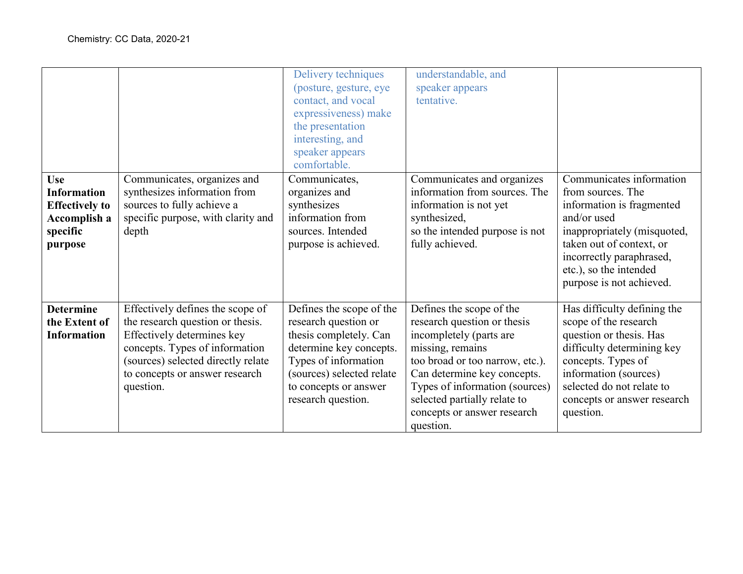| | | | | |
|---|---|---|---|---|
| | | Delivery techniques (posture, gesture, eye contact, and vocal expressiveness) make the presentation interesting, and speaker appears comfortable. | understandable, and speaker appears tentative. | |
| **Use Information Effectively to Accomplish a specific purpose** | Communicates, organizes and synthesizes information from sources to fully achieve a specific purpose, with clarity and depth | Communicates, organizes and synthesizes information from sources. Intended purpose is achieved. | Communicates and organizes information from sources. The information is not yet synthesized, so the intended purpose is not fully achieved. | Communicates information from sources. The information is fragmented and/or used inappropriately (misquoted, taken out of context, or incorrectly paraphrased, etc.), so the intended purpose is not achieved. |
| **Determine the Extent of Information** | Effectively defines the scope of the research question or thesis. Effectively determines key concepts. Types of information (sources) selected directly relate to concepts or answer research question. | Defines the scope of the research question or thesis completely. Can determine key concepts. Types of information (sources) selected relate to concepts or answer research question. | Defines the scope of the research question or thesis incompletely (parts are missing, remains too broad or too narrow, etc.). Can determine key concepts. Types of information (sources) selected partially relate to concepts or answer research question. | Has difficulty defining the scope of the research question or thesis. Has difficulty determining key concepts. Types of information (sources) selected do not relate to concepts or answer research question. |